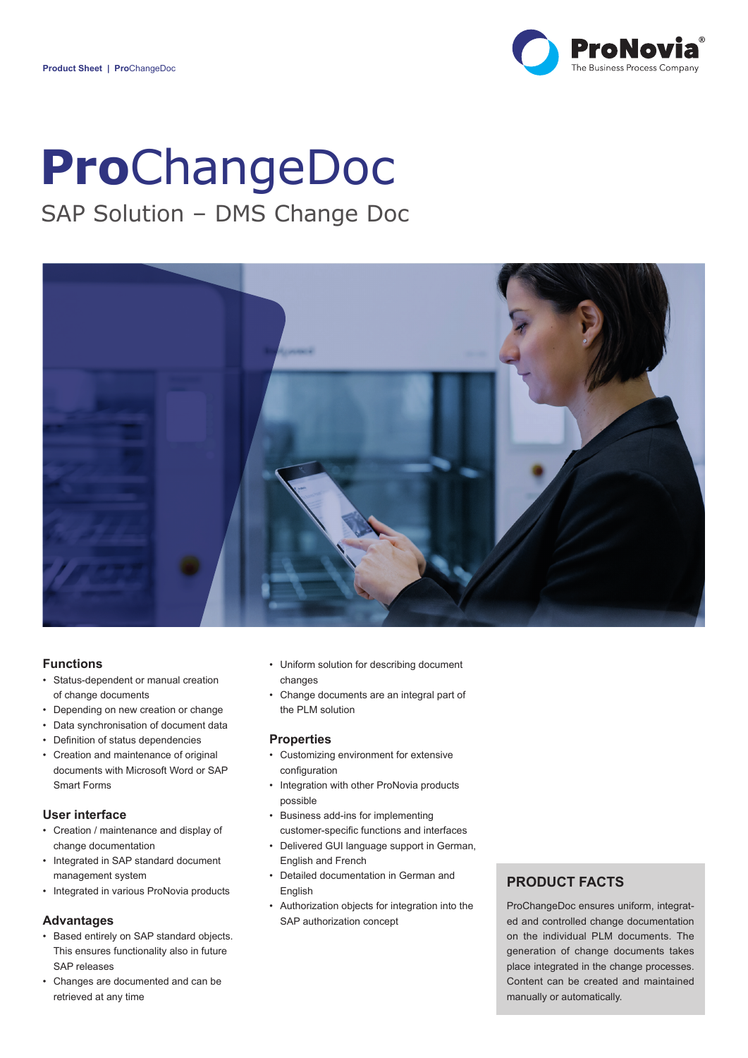# **Pro**ChangeDoc

## SAP Solution – DMS Change Doc

### Functions

- Status-dependent or manual creation of change documents
- Depending on new creation or change
- Data synchronisation of document data
- Definition of status dependencies
- Creation and maintenance of original documents with Microsoft Word or SAP Smart Forms

### User interface

- Creation / maintenance and display of change documentation
- Integrated in SAP standard document management system
- Integrated in various ProNovia products

### Advantages

- Based entirely on SAP standard objects. This ensures functionality also in future SAP releases
- Changes are documented and can be retrieved at any time
- Uniform solution for describing document changes
- Change documents are an integral part of the PLM solution

### Properties

- Customizing environment for extensive configuration
- Integration with other ProNovia products possible
- Business add-ins for implementing customer-specific functions and interfaces
- Delivered GUI language support in German, English and French
- Detailed documentation in German and English
- Authorization objects for integration into the SAP authorization concept

### PRODUCT FACTS

ProChangeDoc ensures uniform, integrated and controlled change documentation on the individual PLM documents. The generation of change documents takes place integrated in the change processes. Content can be created and maintained manually or automatically.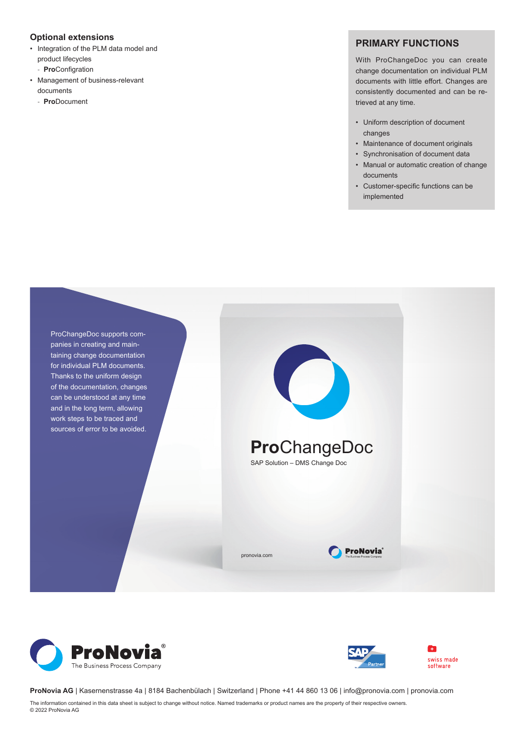## Optional extensions

- Integration of the PLM data model and product lifecycles
  - **Pro**Configration
- Management of business-relevant documents
  - **Pro**Document

## PRIMARY FUNCTIONS

With ProChangeDoc you can create change documentation on individual PLM documents with little effort. Changes are consistently documented and can be retrieved at any time.

- Uniform description of document changes
- Maintenance of document originals
- Synchronisation of document data
- Manual or automatic creation of change documents
- Customer-specific functions can be implemented

ProChangeDoc supports companies in creating and maintaining change documentation for individual PLM documents. Thanks to the uniform design of the documentation, changes can be understood at any time and in the long term, allowing work steps to be traced and sources of error to be avoided.

**Pro**ChangeDoc

SAP Solution – DMS Change Doc

pronovia.com

**ProNovia** AG | Kasernenstrasse 4a | 8184 Bachenbülach | Switzerland | Phone +41 44 860 13 06 | info@pronovia.com | pronovia.com

The information contained in this data sheet is subject to change without notice. Named trademarks or product names are the property of their respective owners.
© 2022 ProNovia AG